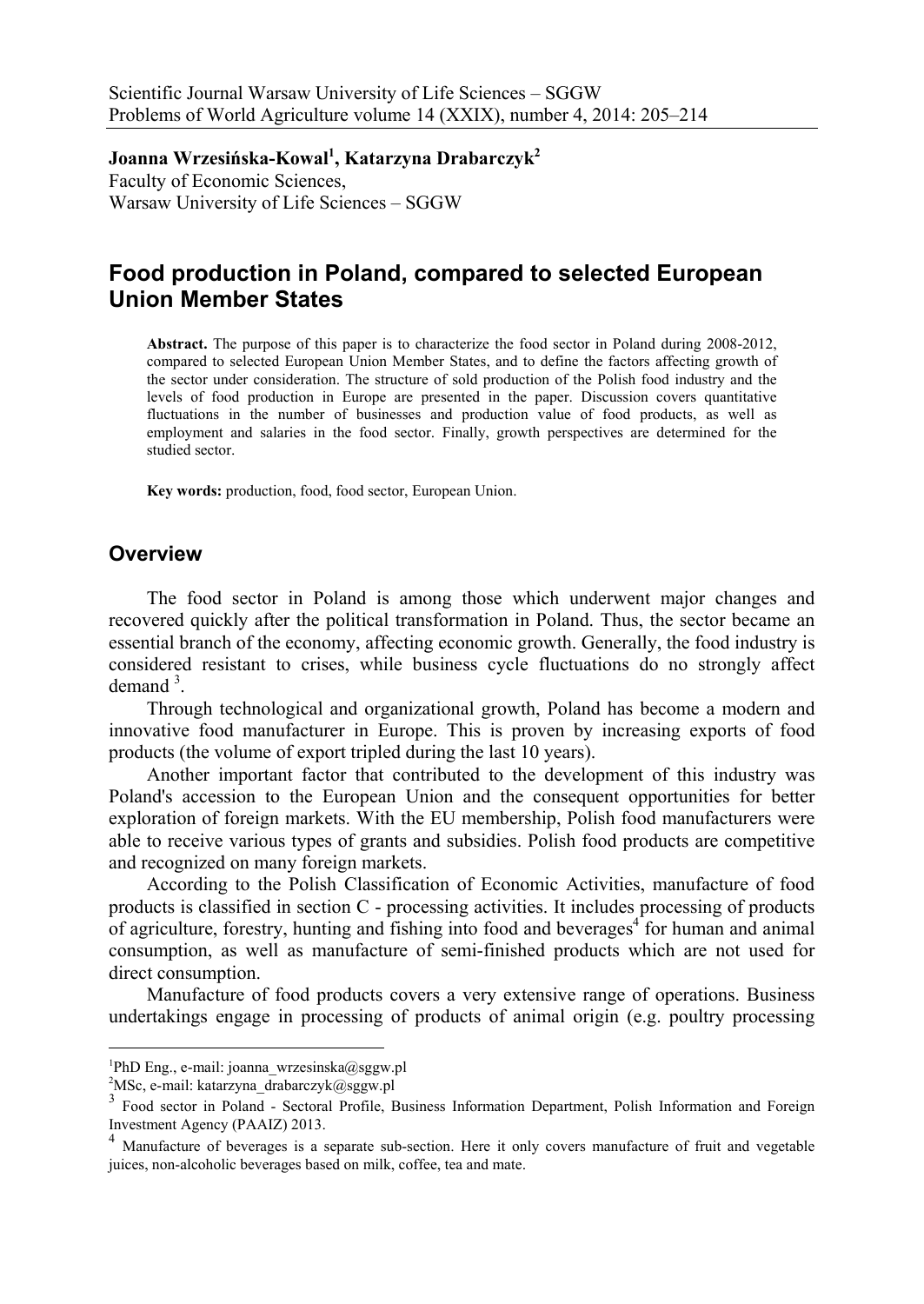Scientific Journal Warsaw University of Life Sciences – SGGW
Problems of World Agriculture volume 14 (XXIX), number 4, 2014: 205–214

**Joanna Wrzesińska-Kowal[1], Katarzyna Drabarczyk[2]**
Faculty of Economic Sciences,
Warsaw University of Life Sciences – SGGW

# Food production in Poland, compared to selected European Union Member States

**Abstract.** The purpose of this paper is to characterize the food sector in Poland during 2008-2012, compared to selected European Union Member States, and to define the factors affecting growth of the sector under consideration. The structure of sold production of the Polish food industry and the levels of food production in Europe are presented in the paper. Discussion covers quantitative fluctuations in the number of businesses and production value of food products, as well as employment and salaries in the food sector. Finally, growth perspectives are determined for the studied sector.

**Key words:** production, food, food sector, European Union.

## Overview

The food sector in Poland is among those which underwent major changes and recovered quickly after the political transformation in Poland. Thus, the sector became an essential branch of the economy, affecting economic growth. Generally, the food industry is considered resistant to crises, while business cycle fluctuations do no strongly affect demand [3].

Through technological and organizational growth, Poland has become a modern and innovative food manufacturer in Europe. This is proven by increasing exports of food products (the volume of export tripled during the last 10 years).

Another important factor that contributed to the development of this industry was Poland's accession to the European Union and the consequent opportunities for better exploration of foreign markets. With the EU membership, Polish food manufacturers were able to receive various types of grants and subsidies. Polish food products are competitive and recognized on many foreign markets.

According to the Polish Classification of Economic Activities, manufacture of food products is classified in section C - processing activities. It includes processing of products of agriculture, forestry, hunting and fishing into food and beverages[4] for human and animal consumption, as well as manufacture of semi-finished products which are not used for direct consumption.

Manufacture of food products covers a very extensive range of operations. Business undertakings engage in processing of products of animal origin (e.g. poultry processing

---

[1] PhD Eng., e-mail: joanna_wrzesinska@sggw.pl

[2] MSc, e-mail: katarzyna_drabarczyk@sggw.pl

[3] Food sector in Poland - Sectoral Profile, Business Information Department, Polish Information and Foreign Investment Agency (PAAIZ) 2013.

[4] Manufacture of beverages is a separate sub-section. Here it only covers manufacture of fruit and vegetable juices, non-alcoholic beverages based on milk, coffee, tea and mate.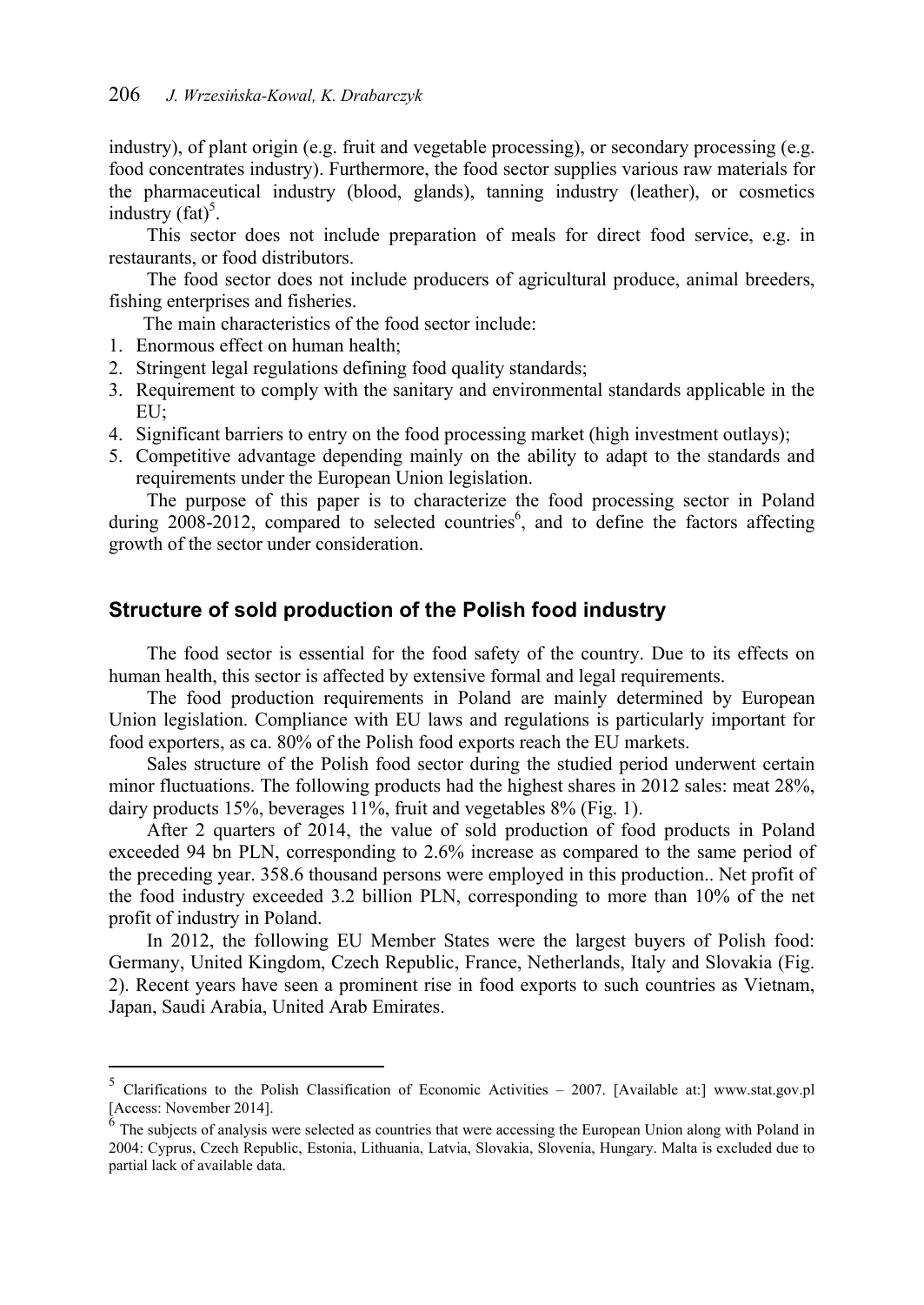industry), of plant origin (e.g. fruit and vegetable processing), or secondary processing (e.g. food concentrates industry). Furthermore, the food sector supplies various raw materials for the pharmaceutical industry (blood, glands), tanning industry (leather), or cosmetics industry (fat)[5].

This sector does not include preparation of meals for direct food service, e.g. in restaurants, or food distributors.

The food sector does not include producers of agricultural produce, animal breeders, fishing enterprises and fisheries.

The main characteristics of the food sector include:

1. Enormous effect on human health;
2. Stringent legal regulations defining food quality standards;
3. Requirement to comply with the sanitary and environmental standards applicable in the EU;
4. Significant barriers to entry on the food processing market (high investment outlays);
5. Competitive advantage depending mainly on the ability to adapt to the standards and requirements under the European Union legislation.

The purpose of this paper is to characterize the food processing sector in Poland during 2008-2012, compared to selected countries[6], and to define the factors affecting growth of the sector under consideration.

## Structure of sold production of the Polish food industry

The food sector is essential for the food safety of the country. Due to its effects on human health, this sector is affected by extensive formal and legal requirements.

The food production requirements in Poland are mainly determined by European Union legislation. Compliance with EU laws and regulations is particularly important for food exporters, as ca. 80% of the Polish food exports reach the EU markets.

Sales structure of the Polish food sector during the studied period underwent certain minor fluctuations. The following products had the highest shares in 2012 sales: meat 28%, dairy products 15%, beverages 11%, fruit and vegetables 8% (Fig. 1).

After 2 quarters of 2014, the value of sold production of food products in Poland exceeded 94 bn PLN, corresponding to 2.6% increase as compared to the same period of the preceding year. 358.6 thousand persons were employed in this production.. Net profit of the food industry exceeded 3.2 billion PLN, corresponding to more than 10% of the net profit of industry in Poland.

In 2012, the following EU Member States were the largest buyers of Polish food: Germany, United Kingdom, Czech Republic, France, Netherlands, Italy and Slovakia (Fig. 2). Recent years have seen a prominent rise in food exports to such countries as Vietnam, Japan, Saudi Arabia, United Arab Emirates.

[5] Clarifications to the Polish Classification of Economic Activities – 2007. [Available at:] www.stat.gov.pl [Access: November 2014].

[6] The subjects of analysis were selected as countries that were accessing the European Union along with Poland in 2004: Cyprus, Czech Republic, Estonia, Lithuania, Latvia, Slovakia, Slovenia, Hungary. Malta is excluded due to partial lack of available data.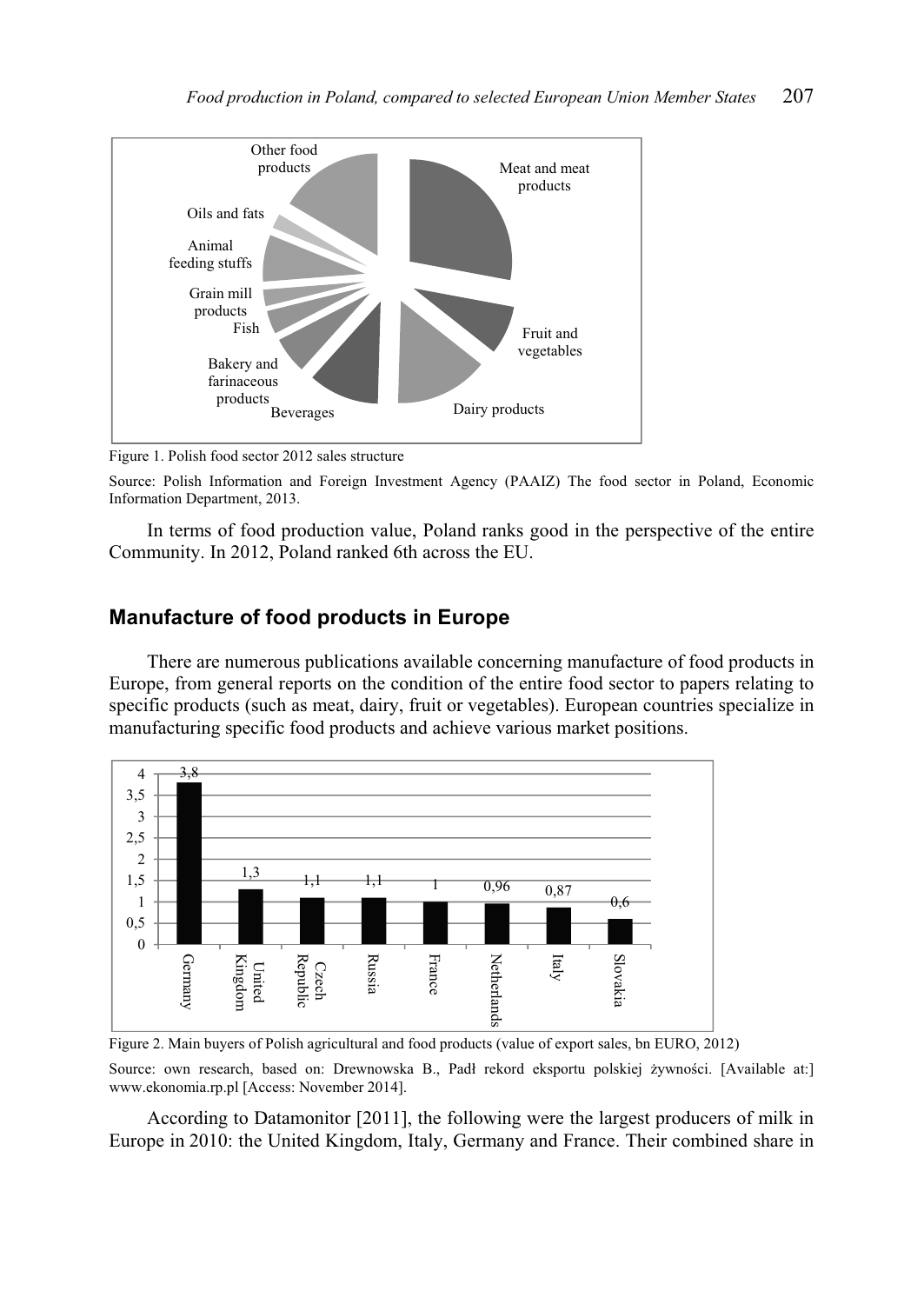Other food products

Meat and meat products

Oils and fats

Animal feeding stuffs

Grain mill products

Fish

Fruit and vegetables

Bakery and farinaceous products

Beverages

Dairy products

Figure 1. Polish food sector 2012 sales structure

Source: Polish Information and Foreign Investment Agency (PAAIZ) The food sector in Poland, Economic Information Department, 2013.

In terms of food production value, Poland ranks good in the perspective of the entire Community. In 2012, Poland ranked 6th across the EU.

## Manufacture of food products in Europe

There are numerous publications available concerning manufacture of food products in Europe, from general reports on the condition of the entire food sector to papers relating to specific products (such as meat, dairy, fruit or vegetables). European countries specialize in manufacturing specific food products and achieve various market positions.

4
3,5
3
2,5
2
1,5
1
0,5
0

3,8
1,3
1,1
1,1
1
0,96
0,87
0,6

Germany
United Kingdom
Czech Republic
Russia
France
Netherlands
Italy
Slovakia

Figure 2. Main buyers of Polish agricultural and food products (value of export sales, bn EURO, 2012)

Source: own research, based on: Drewnowska B., Padł rekord eksportu polskiej żywności. [Available at:] www.ekonomia.rp.pl [Access: November 2014].

According to Datamonitor [2011], the following were the largest producers of milk in Europe in 2010: the United Kingdom, Italy, Germany and France. Their combined share in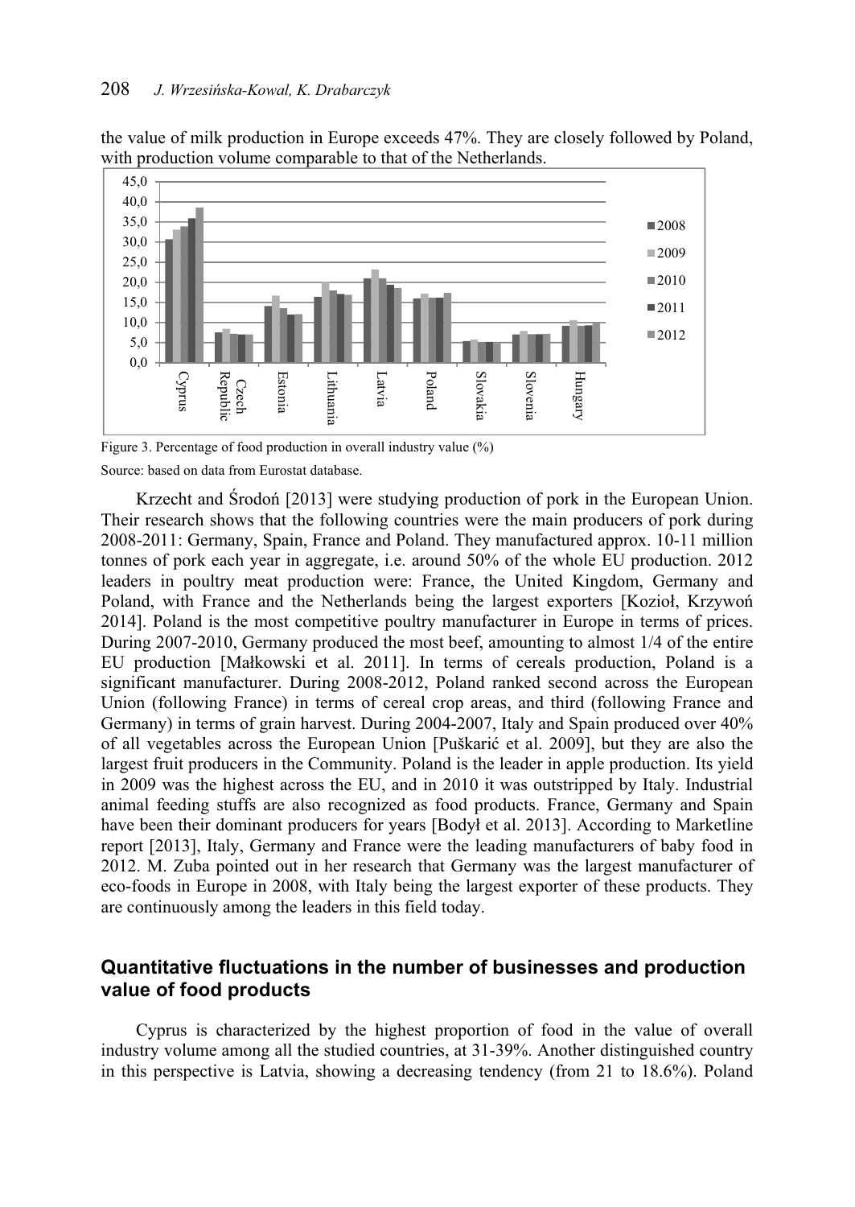the value of milk production in Europe exceeds 47%. They are closely followed by Poland, with production volume comparable to that of the Netherlands.

Figure 3. Percentage of food production in overall industry value (%)

Source: based on data from Eurostat database.

Krzecht and Środoń [2013] were studying production of pork in the European Union. Their research shows that the following countries were the main producers of pork during 2008-2011: Germany, Spain, France and Poland. They manufactured approx. 10-11 million tonnes of pork each year in aggregate, i.e. around 50% of the whole EU production. 2012 leaders in poultry meat production were: France, the United Kingdom, Germany and Poland, with France and the Netherlands being the largest exporters [Kozioł, Krzywoń 2014]. Poland is the most competitive poultry manufacturer in Europe in terms of prices. During 2007-2010, Germany produced the most beef, amounting to almost 1/4 of the entire EU production [Małkowski et al. 2011]. In terms of cereals production, Poland is a significant manufacturer. During 2008-2012, Poland ranked second across the European Union (following France) in terms of cereal crop areas, and third (following France and Germany) in terms of grain harvest. During 2004-2007, Italy and Spain produced over 40% of all vegetables across the European Union [Puškarić et al. 2009], but they are also the largest fruit producers in the Community. Poland is the leader in apple production. Its yield in 2009 was the highest across the EU, and in 2010 it was outstripped by Italy. Industrial animal feeding stuffs are also recognized as food products. France, Germany and Spain have been their dominant producers for years [Bodył et al. 2013]. According to Marketline report [2013], Italy, Germany and France were the leading manufacturers of baby food in 2012. M. Zuba pointed out in her research that Germany was the largest manufacturer of eco-foods in Europe in 2008, with Italy being the largest exporter of these products. They are continuously among the leaders in this field today.

## Quantitative fluctuations in the number of businesses and production value of food products

Cyprus is characterized by the highest proportion of food in the value of overall industry volume among all the studied countries, at 31-39%. Another distinguished country in this perspective is Latvia, showing a decreasing tendency (from 21 to 18.6%). Poland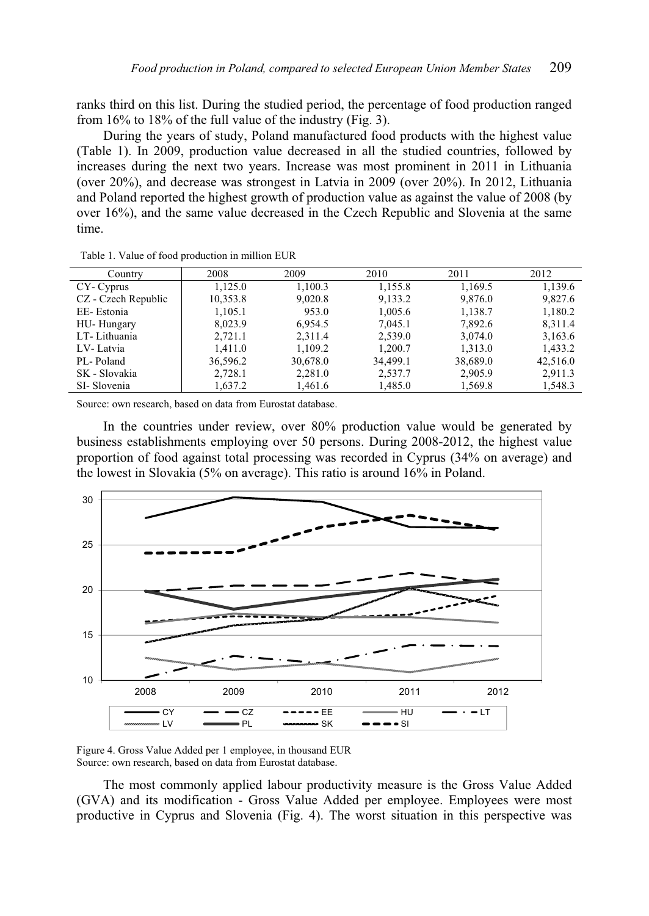ranks third on this list. During the studied period, the percentage of food production ranged from 16% to 18% of the full value of the industry (Fig. 3).

During the years of study, Poland manufactured food products with the highest value (Table 1). In 2009, production value decreased in all the studied countries, followed by increases during the next two years. Increase was most prominent in 2011 in Lithuania (over 20%), and decrease was strongest in Latvia in 2009 (over 20%). In 2012, Lithuania and Poland reported the highest growth of production value as against the value of 2008 (by over 16%), and the same value decreased in the Czech Republic and Slovenia at the same time.

Table 1. Value of food production in million EUR

| Country | 2008 | 2009 | 2010 | 2011 | 2012 |
|---|---|---|---|---|---|
| CY- Cyprus | 1,125.0 | 1,100.3 | 1,155.8 | 1,169.5 | 1,139.6 |
| CZ - Czech Republic | 10,353.8 | 9,020.8 | 9,133.2 | 9,876.0 | 9,827.6 |
| EE- Estonia | 1,105.1 | 953.0 | 1,005.6 | 1,138.7 | 1,180.2 |
| HU- Hungary | 8,023.9 | 6,954.5 | 7,045.1 | 7,892.6 | 8,311.4 |
| LT- Lithuania | 2,721.1 | 2,311.4 | 2,539.0 | 3,074.0 | 3,163.6 |
| LV- Latvia | 1,411.0 | 1,109.2 | 1,200.7 | 1,313.0 | 1,433.2 |
| PL- Poland | 36,596.2 | 30,678.0 | 34,499.1 | 38,689.0 | 42,516.0 |
| SK - Slovakia | 2,728.1 | 2,281.0 | 2,537.7 | 2,905.9 | 2,911.3 |
| SI- Slovenia | 1,637.2 | 1,461.6 | 1,485.0 | 1,569.8 | 1,548.3 |

Source: own research, based on data from Eurostat database.

In the countries under review, over 80% production value would be generated by business establishments employing over 50 persons. During 2008-2012, the highest value proportion of food against total processing was recorded in Cyprus (34% on average) and the lowest in Slovakia (5% on average). This ratio is around 16% in Poland.

30
25
20
15
10
2008 2009 2010 2011 2012
CY CZ EE HU LT LV PL SK SI

Figure 4. Gross Value Added per 1 employee, in thousand EUR
Source: own research, based on data from Eurostat database.

The most commonly applied labour productivity measure is the Gross Value Added (GVA) and its modification - Gross Value Added per employee. Employees were most productive in Cyprus and Slovenia (Fig. 4). The worst situation in this perspective was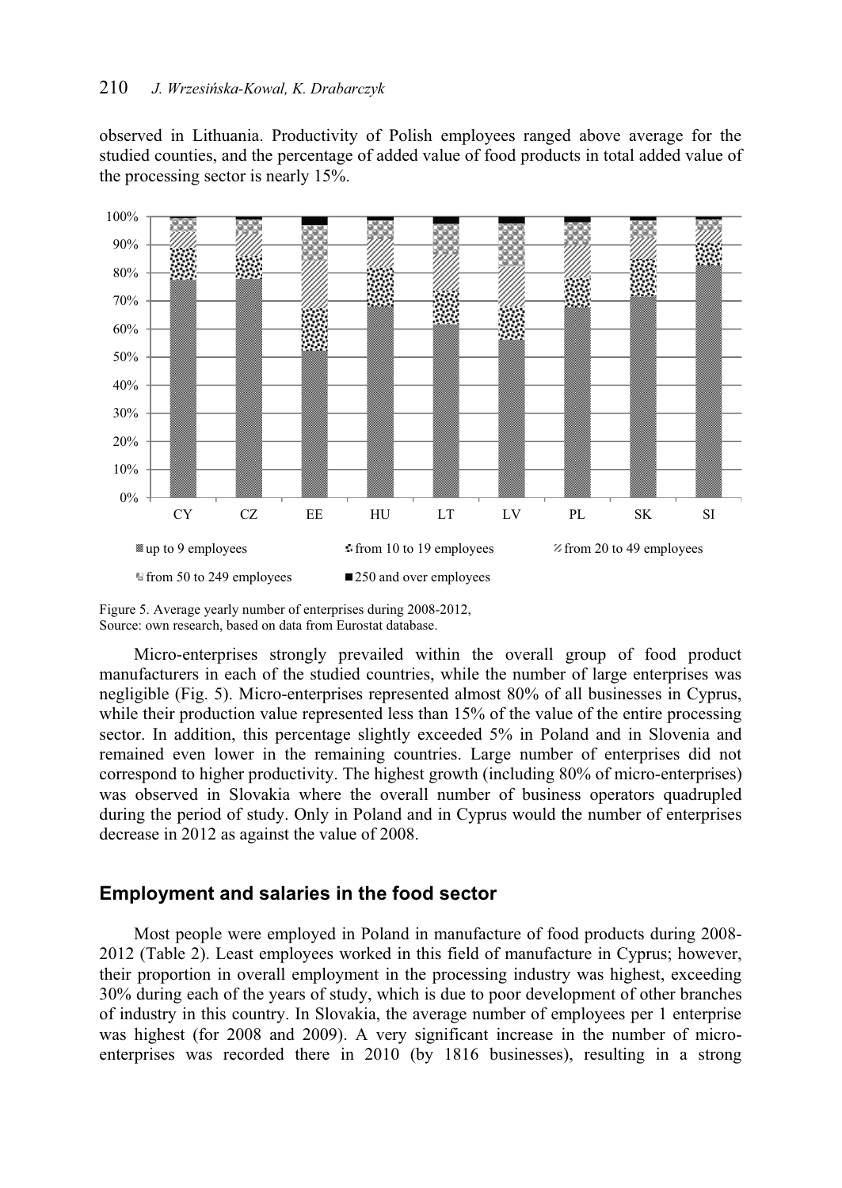observed in Lithuania. Productivity of Polish employees ranged above average for the studied counties, and the percentage of added value of food products in total added value of the processing sector is nearly 15%.

100%
90%
80%
70%
60%
50%
40%
30%
20%
10%
0%

CY CZ EE HU LT LV PL SK SI

up to 9 employees
from 10 to 19 employees
from 20 to 49 employees
from 50 to 249 employees
250 and over employees

Figure 5. Average yearly number of enterprises during 2008-2012,
Source: own research, based on data from Eurostat database.

Micro-enterprises strongly prevailed within the overall group of food product manufacturers in each of the studied countries, while the number of large enterprises was negligible (Fig. 5). Micro-enterprises represented almost 80% of all businesses in Cyprus, while their production value represented less than 15% of the value of the entire processing sector. In addition, this percentage slightly exceeded 5% in Poland and in Slovenia and remained even lower in the remaining countries. Large number of enterprises did not correspond to higher productivity. The highest growth (including 80% of micro-enterprises) was observed in Slovakia where the overall number of business operators quadrupled during the period of study. Only in Poland and in Cyprus would the number of enterprises decrease in 2012 as against the value of 2008.

## Employment and salaries in the food sector

Most people were employed in Poland in manufacture of food products during 2008-2012 (Table 2). Least employees worked in this field of manufacture in Cyprus; however, their proportion in overall employment in the processing industry was highest, exceeding 30% during each of the years of study, which is due to poor development of other branches of industry in this country. In Slovakia, the average number of employees per 1 enterprise was highest (for 2008 and 2009). A very significant increase in the number of micro-enterprises was recorded there in 2010 (by 1816 businesses), resulting in a strong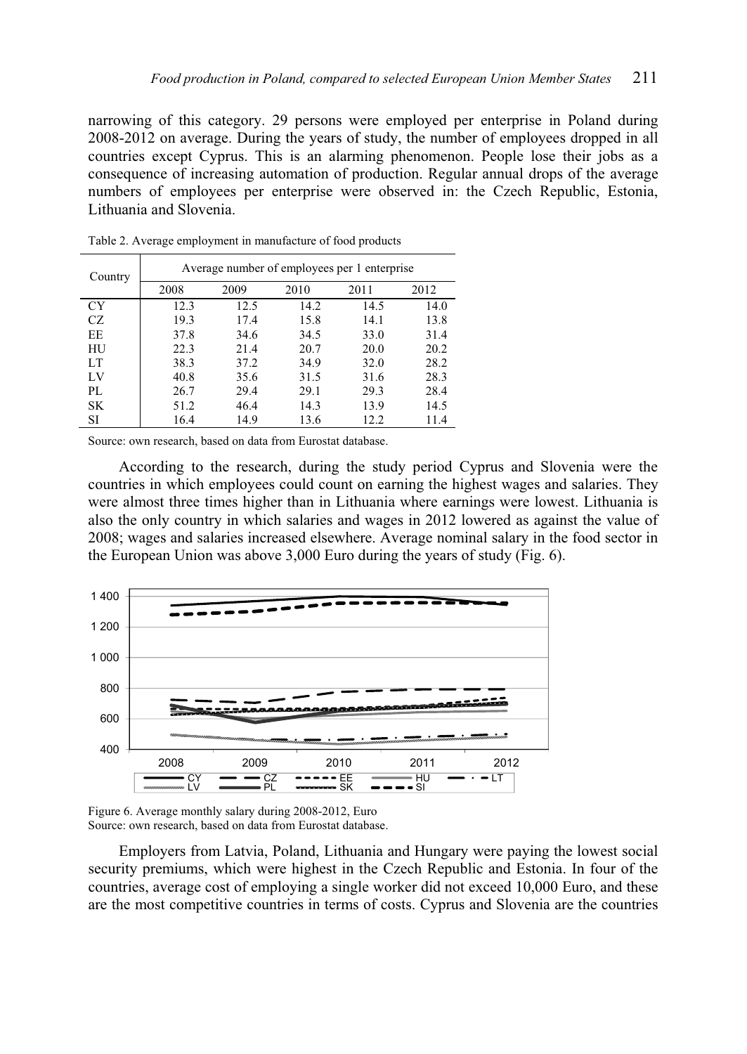narrowing of this category. 29 persons were employed per enterprise in Poland during 2008-2012 on average. During the years of study, the number of employees dropped in all countries except Cyprus. This is an alarming phenomenon. People lose their jobs as a consequence of increasing automation of production. Regular annual drops of the average numbers of employees per enterprise were observed in: the Czech Republic, Estonia, Lithuania and Slovenia.

Table 2. Average employment in manufacture of food products

| Country | Average number of employees per 1 enterprise | | | | |
|---|---|---|---|---|---|
| | 2008 | 2009 | 2010 | 2011 | 2012 |
| CY | 12.3 | 12.5 | 14.2 | 14.5 | 14.0 |
| CZ | 19.3 | 17.4 | 15.8 | 14.1 | 13.8 |
| EE | 37.8 | 34.6 | 34.5 | 33.0 | 31.4 |
| HU | 22.3 | 21.4 | 20.7 | 20.0 | 20.2 |
| LT | 38.3 | 37.2 | 34.9 | 32.0 | 28.2 |
| LV | 40.8 | 35.6 | 31.5 | 31.6 | 28.3 |
| PL | 26.7 | 29.4 | 29.1 | 29.3 | 28.4 |
| SK | 51.2 | 46.4 | 14.3 | 13.9 | 14.5 |
| SI | 16.4 | 14.9 | 13.6 | 12.2 | 11.4 |

Source: own research, based on data from Eurostat database.

According to the research, during the study period Cyprus and Slovenia were the countries in which employees could count on earning the highest wages and salaries. They were almost three times higher than in Lithuania where earnings were lowest. Lithuania is also the only country in which salaries and wages in 2012 lowered as against the value of 2008; wages and salaries increased elsewhere. Average nominal salary in the food sector in the European Union was above 3,000 Euro during the years of study (Fig. 6).

1 400
1 200
1 000
800
600
400
2008 2009 2010 2011 2012
CY CZ EE HU LT LV PL SK SI

Figure 6. Average monthly salary during 2008-2012, Euro
Source: own research, based on data from Eurostat database.

Employers from Latvia, Poland, Lithuania and Hungary were paying the lowest social security premiums, which were highest in the Czech Republic and Estonia. In four of the countries, average cost of employing a single worker did not exceed 10,000 Euro, and these are the most competitive countries in terms of costs. Cyprus and Slovenia are the countries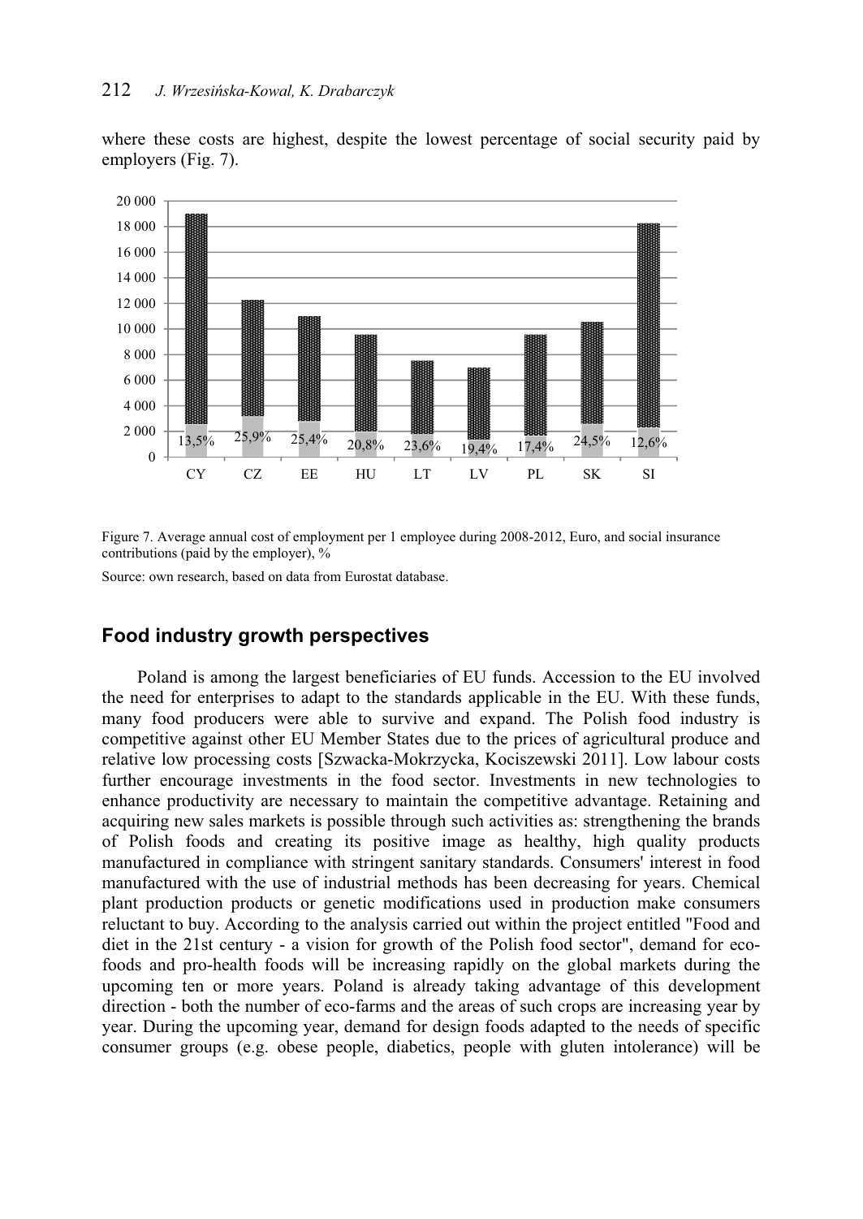where these costs are highest, despite the lowest percentage of social security paid by employers (Fig. 7).

20 000
18 000
16 000
14 000
12 000
10 000
8 000
6 000
4 000
2 000
0

13,5% 25,9% 25,4% 20,8% 23,6% 19,4% 17,4% 24,5% 12,6%

CY CZ EE HU LT LV PL SK SI

Figure 7. Average annual cost of employment per 1 employee during 2008-2012, Euro, and social insurance contributions (paid by the employer), %

Source: own research, based on data from Eurostat database.

## Food industry growth perspectives

Poland is among the largest beneficiaries of EU funds. Accession to the EU involved the need for enterprises to adapt to the standards applicable in the EU. With these funds, many food producers were able to survive and expand. The Polish food industry is competitive against other EU Member States due to the prices of agricultural produce and relative low processing costs [Szwacka-Mokrzycka, Kociszewski 2011]. Low labour costs further encourage investments in the food sector. Investments in new technologies to enhance productivity are necessary to maintain the competitive advantage. Retaining and acquiring new sales markets is possible through such activities as: strengthening the brands of Polish foods and creating its positive image as healthy, high quality products manufactured in compliance with stringent sanitary standards. Consumers' interest in food manufactured with the use of industrial methods has been decreasing for years. Chemical plant production products or genetic modifications used in production make consumers reluctant to buy. According to the analysis carried out within the project entitled "Food and diet in the 21st century - a vision for growth of the Polish food sector", demand for eco-foods and pro-health foods will be increasing rapidly on the global markets during the upcoming ten or more years. Poland is already taking advantage of this development direction - both the number of eco-farms and the areas of such crops are increasing year by year. During the upcoming year, demand for design foods adapted to the needs of specific consumer groups (e.g. obese people, diabetics, people with gluten intolerance) will be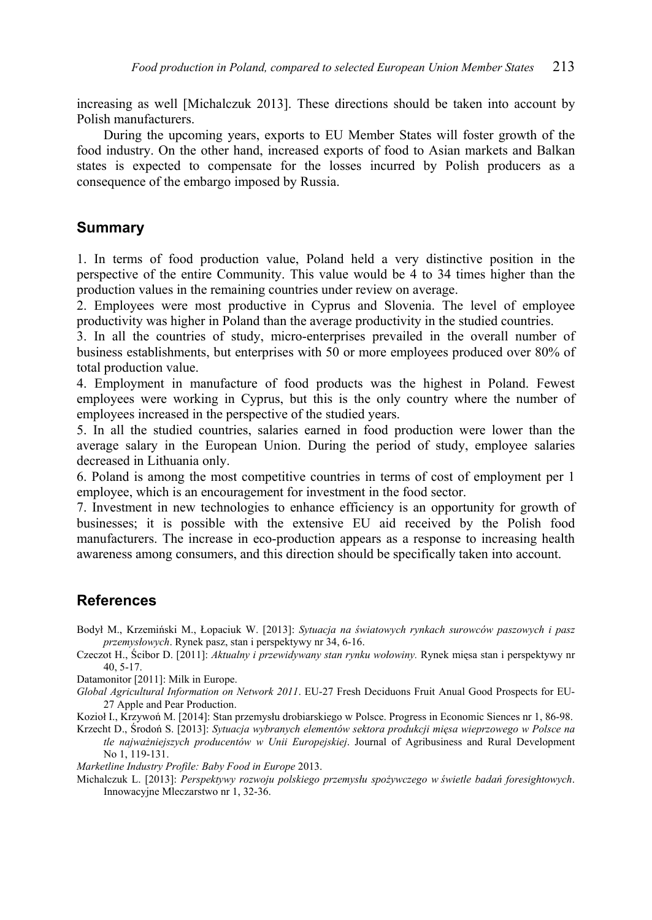increasing as well [Michalczuk 2013]. These directions should be taken into account by Polish manufacturers.

During the upcoming years, exports to EU Member States will foster growth of the food industry. On the other hand, increased exports of food to Asian markets and Balkan states is expected to compensate for the losses incurred by Polish producers as a consequence of the embargo imposed by Russia.

## Summary

1. In terms of food production value, Poland held a very distinctive position in the perspective of the entire Community. This value would be 4 to 34 times higher than the production values in the remaining countries under review on average.
2. Employees were most productive in Cyprus and Slovenia. The level of employee productivity was higher in Poland than the average productivity in the studied countries.
3. In all the countries of study, micro-enterprises prevailed in the overall number of business establishments, but enterprises with 50 or more employees produced over 80% of total production value.
4. Employment in manufacture of food products was the highest in Poland. Fewest employees were working in Cyprus, but this is the only country where the number of employees increased in the perspective of the studied years.
5. In all the studied countries, salaries earned in food production were lower than the average salary in the European Union. During the period of study, employee salaries decreased in Lithuania only.
6. Poland is among the most competitive countries in terms of cost of employment per 1 employee, which is an encouragement for investment in the food sector.
7. Investment in new technologies to enhance efficiency is an opportunity for growth of businesses; it is possible with the extensive EU aid received by the Polish food manufacturers. The increase in eco-production appears as a response to increasing health awareness among consumers, and this direction should be specifically taken into account.

## References

Bodył M., Krzemiński M., Łopaciuk W. [2013]: *Sytuacja na światowych rynkach surowców paszowych i pasz przemysłowych*. Rynek pasz, stan i perspektywy nr 34, 6-16.

Czeczot H., Ścibor D. [2011]: *Aktualny i przewidywany stan rynku wołowiny.* Rynek mięsa stan i perspektywy nr 40, 5-17.

Datamonitor [2011]: Milk in Europe.

*Global Agricultural Information on Network 2011*. EU-27 Fresh Deciduons Fruit Anual Good Prospects for EU-27 Apple and Pear Production.

Kozioł I., Krzywoń M. [2014]: Stan przemysłu drobiarskiego w Polsce. Progress in Economic Siences nr 1, 86-98.

Krzecht D., Środoń S. [2013]: *Sytuacja wybranych elementów sektora produkcji mięsa wieprzowego w Polsce na tle najważniejszych producentów w Unii Europejskiej*. Journal of Agribusiness and Rural Development No 1, 119-131.

*Marketline Industry Profile: Baby Food in Europe* 2013.

Michalczuk L. [2013]: *Perspektywy rozwoju polskiego przemysłu spożywczego w świetle badań foresightowych*. Innowacyjne Mleczarstwo nr 1, 32-36.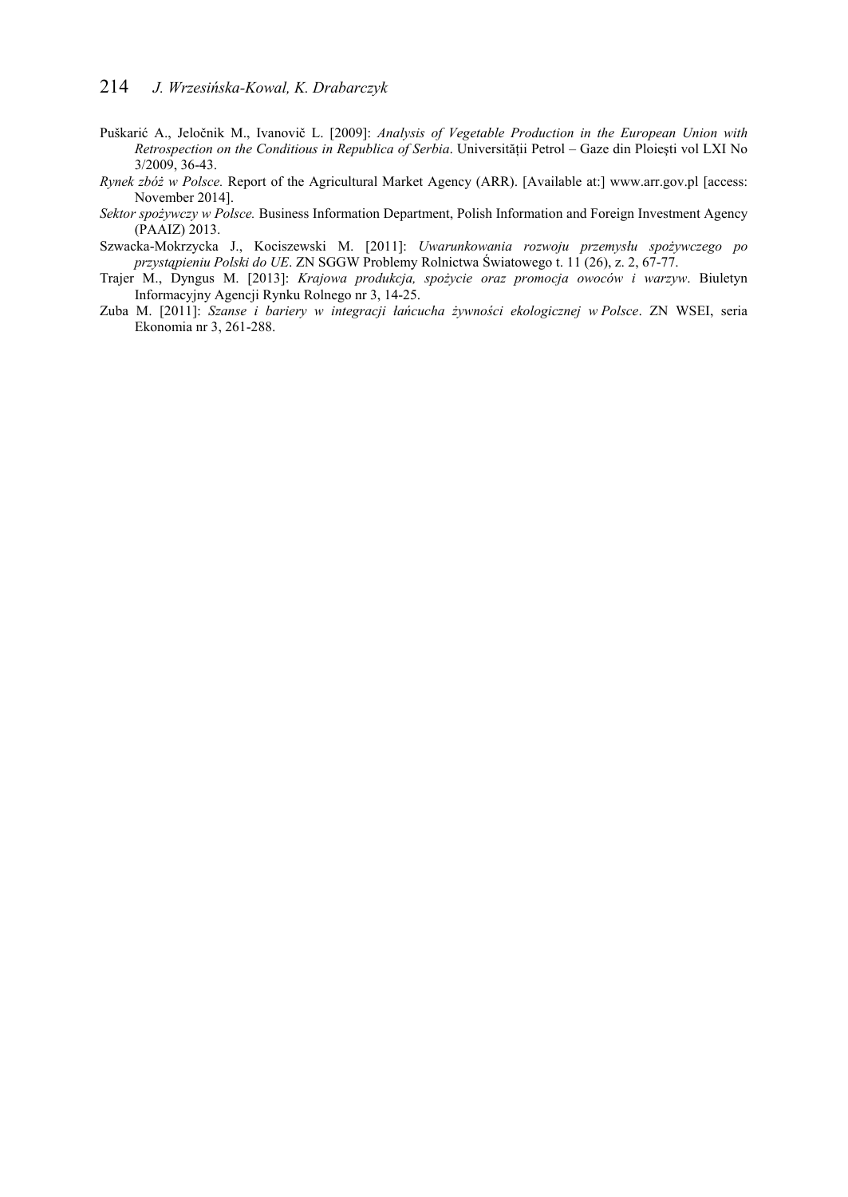Puškarić A., Jeločnik M., Ivanovič L. [2009]: *Analysis of Vegetable Production in the European Union with Retrospection on the Conditious in Republica of Serbia*. Universităţii Petrol – Gaze din Ploieşti vol LXI No 3/2009, 36-43.

*Rynek zbóż w Polsce.* Report of the Agricultural Market Agency (ARR). [Available at:] www.arr.gov.pl [access: November 2014].

*Sektor spożywczy w Polsce.* Business Information Department, Polish Information and Foreign Investment Agency (PAAIZ) 2013.

Szwacka-Mokrzycka J., Kociszewski M. [2011]: *Uwarunkowania rozwoju przemysłu spożywczego po przystąpieniu Polski do UE*. ZN SGGW Problemy Rolnictwa Światowego t. 11 (26), z. 2, 67-77.

Trajer M., Dyngus M. [2013]: *Krajowa produkcja, spożycie oraz promocja owoców i warzyw*. Biuletyn Informacyjny Agencji Rynku Rolnego nr 3, 14-25.

Zuba M. [2011]: *Szanse i bariery w integracji łańcucha żywności ekologicznej w Polsce*. ZN WSEI, seria Ekonomia nr 3, 261-288.